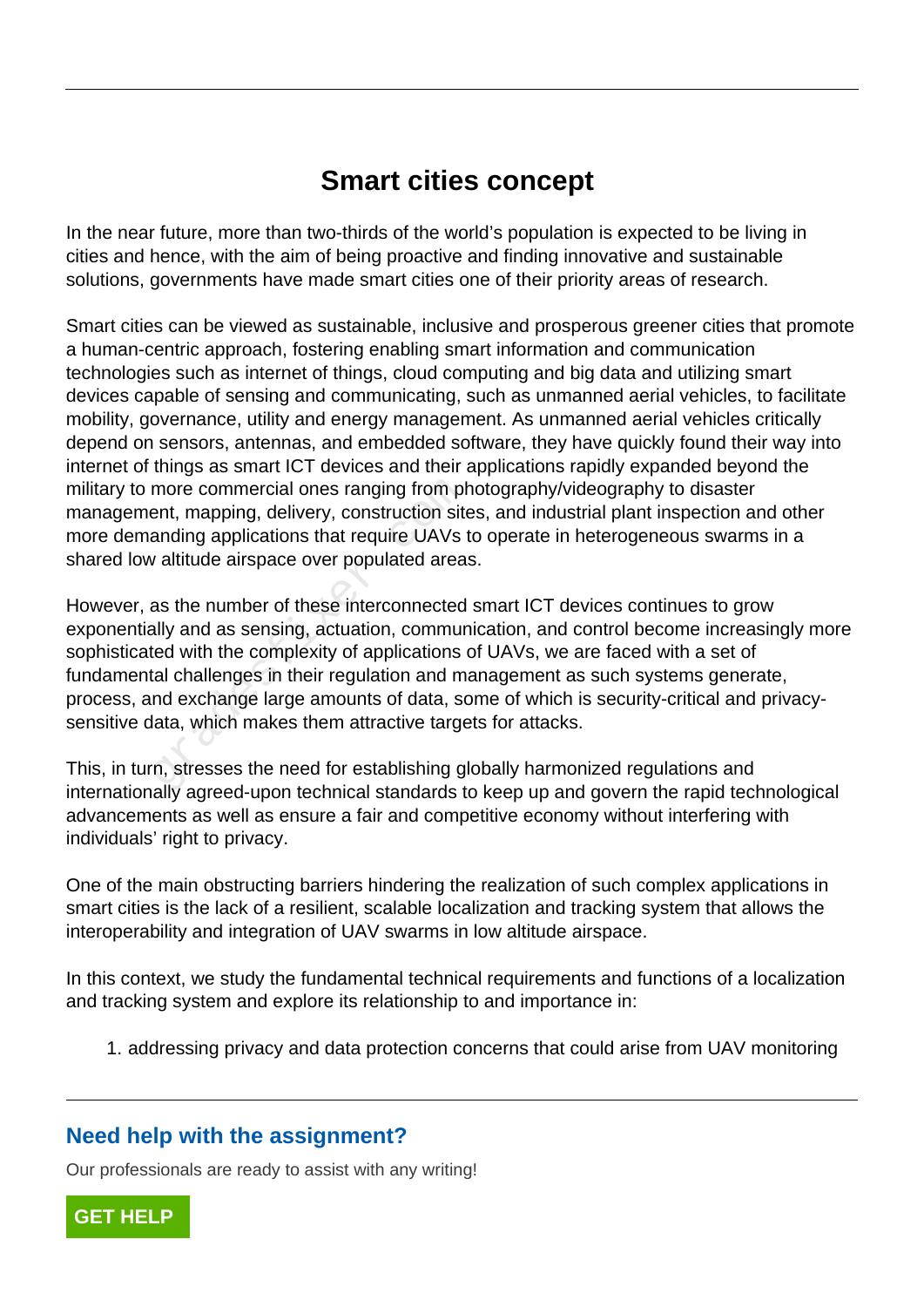# Smart cities concept

In the near future, more than two-thirds of the world's population is expected to be living in cities and hence, with the aim of being proactive and finding innovative and sustainable solutions, governments have made smart cities one of their priority areas of research.

Smart cities can be viewed as sustainable, inclusive and prosperous greener cities that promote a human-centric approach, fostering enabling smart information and communication technologies such as internet of things, cloud computing and big data and utilizing smart devices capable of sensing and communicating, such as unmanned aerial vehicles, to facilitate mobility, governance, utility and energy management. As unmanned aerial vehicles critically depend on sensors, antennas, and embedded software, they have quickly found their way into internet of things as smart ICT devices and their applications rapidly expanded beyond the military to more commercial ones ranging from photography/videography to disaster management, mapping, delivery, construction sites, and industrial plant inspection and other more demanding applications that require UAVs to operate in heterogeneous swarms in a shared low altitude airspace over populated areas.

However, as the number of these interconnected smart ICT devices continues to grow exponentially and as sensing, actuation, communication, and control become increasingly more sophisticated with the complexity of applications of UAVs, we are faced with a set of fundamental challenges in their regulation and management as such systems generate, process, and exchange large amounts of data, some of which is security-critical and privacy-sensitive data, which makes them attractive targets for attacks.

This, in turn, stresses the need for establishing globally harmonized regulations and internationally agreed-upon technical standards to keep up and govern the rapid technological advancements as well as ensure a fair and competitive economy without interfering with individuals' right to privacy.

One of the main obstructing barriers hindering the realization of such complex applications in smart cities is the lack of a resilient, scalable localization and tracking system that allows the interoperability and integration of UAV swarms in low altitude airspace.

In this context, we study the fundamental technical requirements and functions of a localization and tracking system and explore its relationship to and importance in:

1. addressing privacy and data protection concerns that could arise from UAV monitoring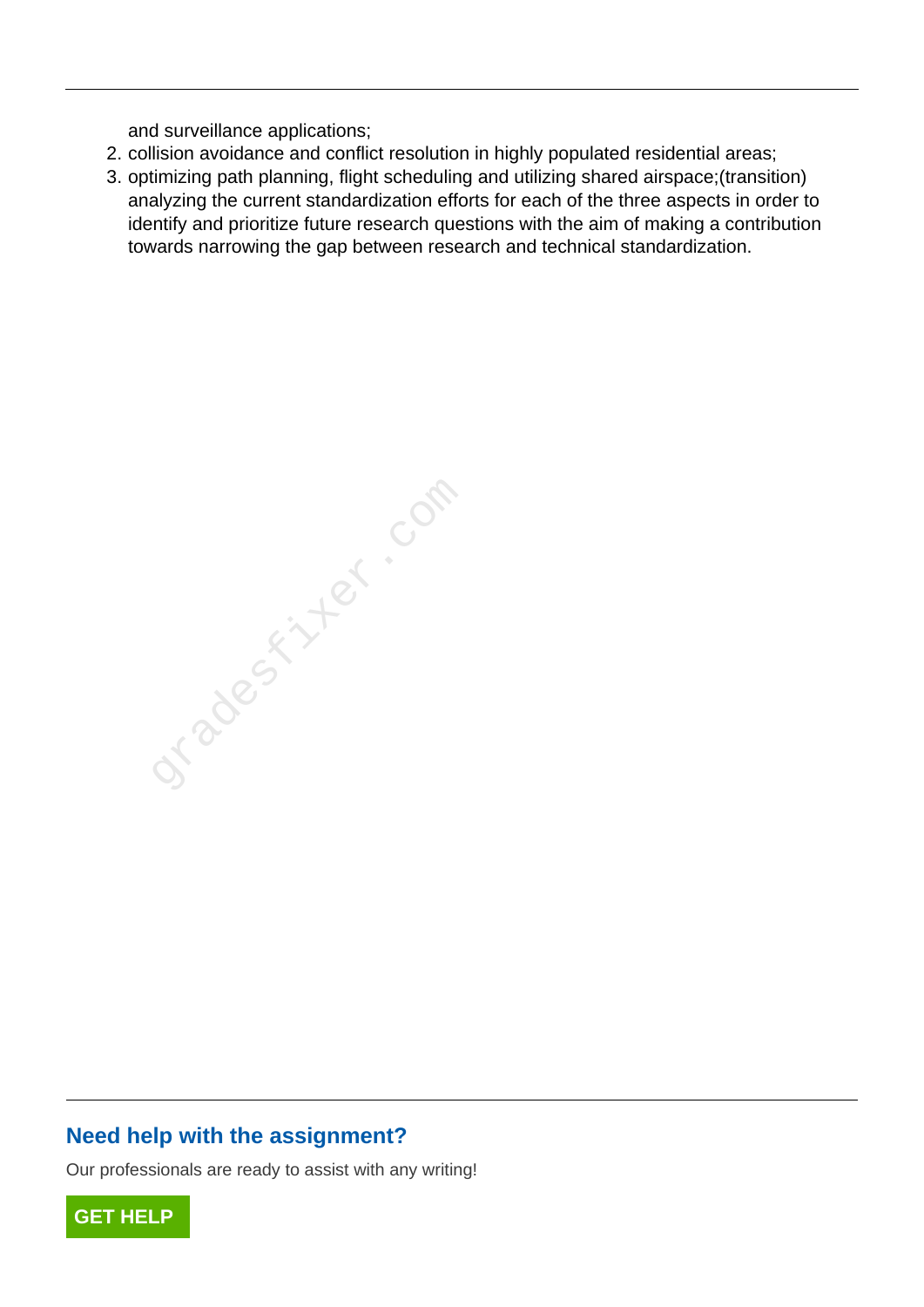and surveillance applications;
2. collision avoidance and conflict resolution in highly populated residential areas;
3. optimizing path planning, flight scheduling and utilizing shared airspace;(transition) analyzing the current standardization efforts for each of the three aspects in order to identify and prioritize future research questions with the aim of making a contribution towards narrowing the gap between research and technical standardization.